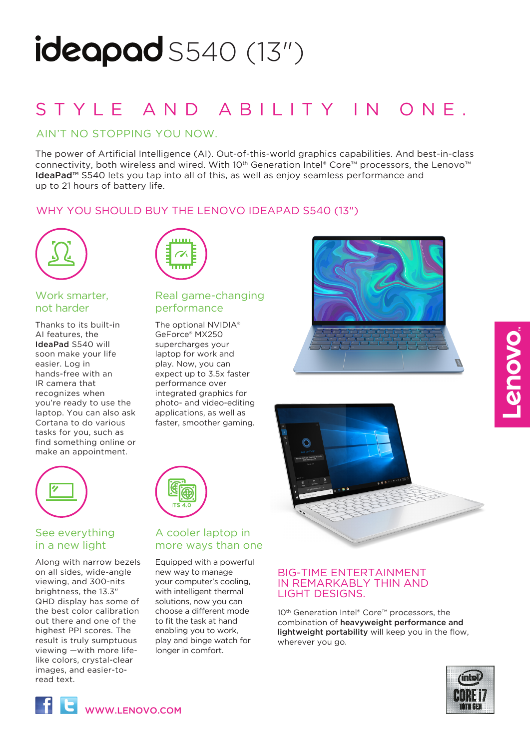# ideapad S540 (13")

## STYLE AND ABILITY IN ONE.

### AIN'T NO STOPPING YOU NOW.

The power of Artificial Intelligence (AI). Out-of-this-world graphics capabilities. And best-in-class connectivity, both wireless and wired. With 10th Generation Intel® Core™ processors, the Lenovo™ **IdeaPad**™ S540 lets you tap into all of this, as well as enjoy seamless performance and up to 21 hours of battery life.

### WHY YOU SHOULD BUY THE LENOVO IDEAPAD S540 (13")

#### Work smarter, not harder

Thanks to its built-in AI features, the **IdeaPad** S540 will soon make your life easier. Log in hands-free with an IR camera that recognizes when you're ready to use the laptop. You can also ask Cortana to do various tasks for you, such as find something online or make an appointment.

#### Real game-changing performance

The optional NVIDIA® GeForce® MX250 supercharges your laptop for work and play. Now, you can expect up to 3.5x faster performance over integrated graphics for photo- and video-editing applications, as well as faster, smoother gaming.

#### See everything in a new light

Along with narrow bezels on all sides, wide-angle viewing, and 300-nits brightness, the 13.3" QHD display has some of the best color calibration out there and one of the highest PPI scores. The result is truly sumptuous viewing —with more life-like colors, crystal-clear images, and easier-to-read text.

#### A cooler laptop in more ways than one

Equipped with a powerful new way to manage your computer's cooling, with intelligent thermal solutions, now you can choose a different mode to fit the task at hand enabling you to work, play and binge watch for longer in comfort.

### BIG-TIME ENTERTAINMENT IN REMARKABLY THIN AND LIGHT DESIGNS.

10th Generation Intel® Core™ processors, the combination of **heavyweight performance and lightweight portability** will keep you in the flow, wherever you go.

WWW.LENOVO.COM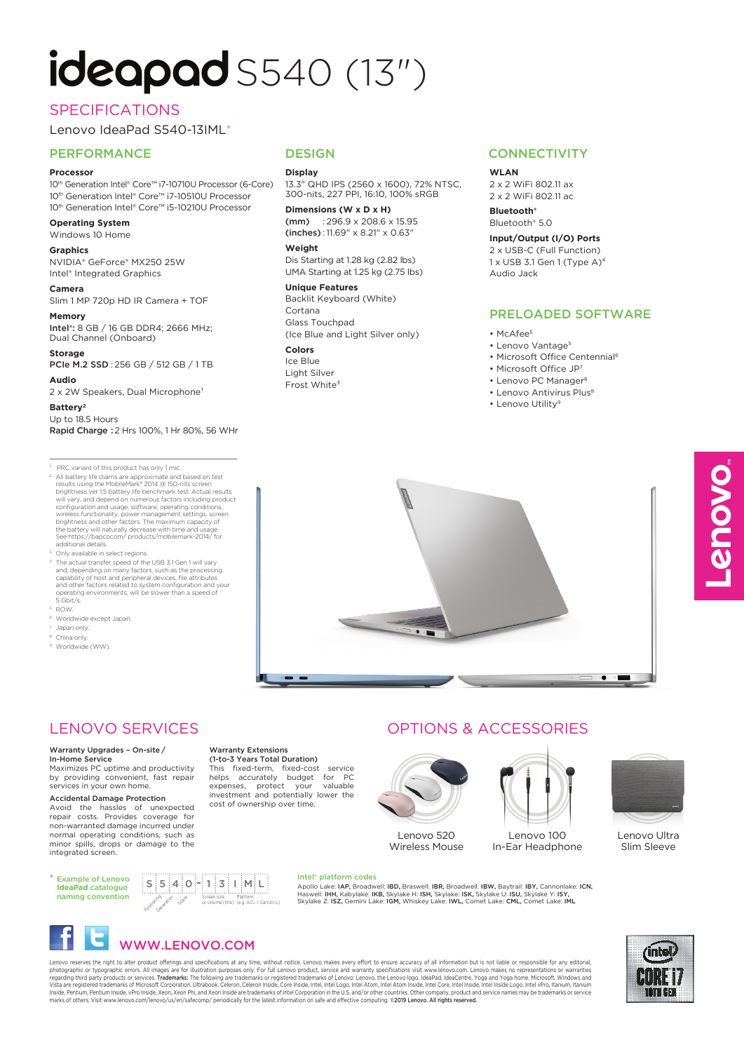# ideapad S540 (13")

## SPECIFICATIONS

Lenovo IdeaPad S540-13IML*

## PERFORMANCE

**Processor**
10th Generation Intel® Core™ i7-10710U Processor (6-Core)
10th Generation Intel® Core™ i7-10510U Processor
10th Generation Intel® Core™ i5-10210U Processor

**Operating System**
Windows 10 Home

**Graphics**
NVIDIA® GeForce® MX250 25W
Intel® Integrated Graphics

**Camera**
Slim 1 MP 720p HD IR Camera + TOF

**Memory**
**Intel®:** 8 GB / 16 GB DDR4; 2666 MHz; Dual Channel (Onboard)

**Storage**
**PCIe M.2 SSD** : 256 GB / 512 GB / 1 TB

**Audio**
2 x 2W Speakers, Dual Microphone[1]

**Battery[2]**
Up to 18.5 Hours
**Rapid Charge :** 2 Hrs 100%, 1 Hr 80%, 56 WHr

## DESIGN

**Display**
13.3" QHD IPS (2560 x 1600), 72% NTSC, 300-nits, 227 PPI, 16:10, 100% sRGB

**Dimensions (W x D x H)**
**(mm)** : 296.9 x 208.6 x 15.95
**(inches)** : 11.69" x 8.21" x 0.63"

**Weight**
Dis Starting at 1.28 kg (2.82 lbs)
UMA Starting at 1.25 kg (2.75 lbs)

**Unique Features**
Backlit Keyboard (White)
Cortana
Glass Touchpad
(Ice Blue and Light Silver only)

**Colors**
Ice Blue
Light Silver
Frost White[3]

## CONNECTIVITY

**WLAN**
2 x 2 WiFi 802.11 ax
2 x 2 WiFi 802.11 ac

**Bluetooth®**
Bluetooth® 5.0

**Input/Output (I/O) Ports**
2 x USB-C (Full Function)
1 x USB 3.1 Gen 1 (Type A)[4]
Audio Jack

## PRELOADED SOFTWARE

- McAfee[5]
- Lenovo Vantage[5]
- Microsoft Office Centennial[6]
- Microsoft Office JP[7]
- Lenovo PC Manager[8]
- Lenovo Antivirus Plus[8]
- Lenovo Utility[9]

---

1. PRC variant of this product has only 1 mic.
2. All battery life claims are approximate and based on test results using the MobileMark® 2014 @ 150-nits screen brightness ver 1.5 battery life benchmark test. Actual results will vary, and depend on numerous factors including product configuration and usage, software, operating conditions, wireless functionality, power management settings, screen brightness and other factors. The maximum capacity of the battery will naturally decrease with time and usage. See https://bapcocom/ products/mobilemark-2014/ for additional details.
3. Only available in select regions.
4. The actual transfer speed of the USB 3.1 Gen 1 will vary and, depending on many factors, such as the processing capability of host and peripheral devices, file attributes and other factors related to system configuration and your operating environments, will be slower than a speed of 5 Gbit/s.
5. ROW.
6. Worldwide except Japan.
7. Japan only.
8. China only.
9. Worldwide (WW).

## LENOVO SERVICES

**Warranty Upgrades – On-site / In-Home Service**
Maximizes PC uptime and productivity by providing convenient, fast repair services in your own home.

**Accidental Damage Protection**
Avoid the hassles of unexpected repair costs. Provides coverage for non-warranted damage incurred under normal operating conditions, such as minor spills, drops or damage to the integrated screen.

**Warranty Extensions (1-to-3 Years Total Duration)**
This fixed-term, fixed-cost service helps accurately budget for PC expenses, protect your valuable investment and potentially lower the cost of ownership over time.

## OPTIONS & ACCESSORIES

Lenovo 520 Wireless Mouse

Lenovo 100 In-Ear Headphone

Lenovo Ultra Slim Sleeve

---

\* **Example of Lenovo IdeaPad catalogue naming convention**

S 5 4 0 - 1 3 I M L

Positioning, Generation, Stage, Screen size or volume (litre), Platform (e.g. ACL = Carrizo-L)

**Intel® platform codes**
Apollo Lake: **IAP**, Broadwell: **IBD**, Braswell: **IBR**, Broadwell: **IBW**, Baytrail: **IBY**, Cannonlake: **ICN**, Haswell: **IHH**, Kabylake: **IKB**, Skylake H: **ISH**, Skylake: **ISK**, Skylake U: **ISU**, Skylake Y: **ISY**, Skylake Z: **ISZ**, Gemini Lake: **IGM**, Whiskey Lake: **IWL**, Comet Lake: **CML**, Comet Lake: **IML**

WWW.LENOVO.COM

Lenovo reserves the right to alter product offerings and specifications at any time, without notice. Lenovo makes every effort to ensure accuracy of all information but is not liable or responsible for any editorial, photographic or typographic errors. All images are for illustration purposes only. For full Lenovo product, service and warranty specifications visit www.lenovo.com. Lenovo makes no representations or warranties regarding third party products or services. **Trademarks:** The following are trademarks or registered trademarks of Lenovo: Lenovo, the Lenovo logo, IdeaPad, IdeaCentre, Yoga and Yoga home. Microsoft, Windows and Vista are registered trademarks of Microsoft Corporation. Ultrabook, Celeron, Celeron Inside, Core Inside, Intel, Intel Logo, Intel Atom, Intel Atom Inside, Intel Core, Intel Inside, Intel Inside Logo, Intel vPro, Itanium, Itanium Inside, Pentium, Pentium Inside, vPro Inside, Xeon, Xeon Phi, and Xeon Inside are trademarks of Intel Corporation in the U.S. and/or other countries. Other company, product and service names may be trademarks or service marks of others. Visit www.lenovo.com/lenovo/us/en/safecomp/ periodically for the latest information on safe and effective computing. **©2019 Lenovo. All rights reserved.**